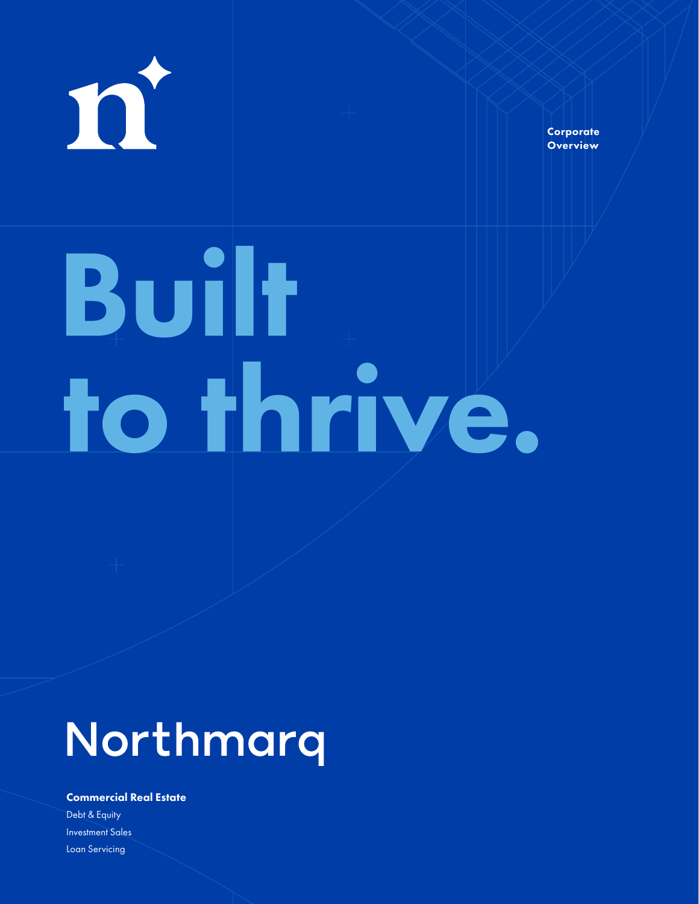Corporate Overview

# Built to thrive.

## Northmarq

**Commercial Real Estate**

Debt & Equity

Investment Sales

Loan Servicing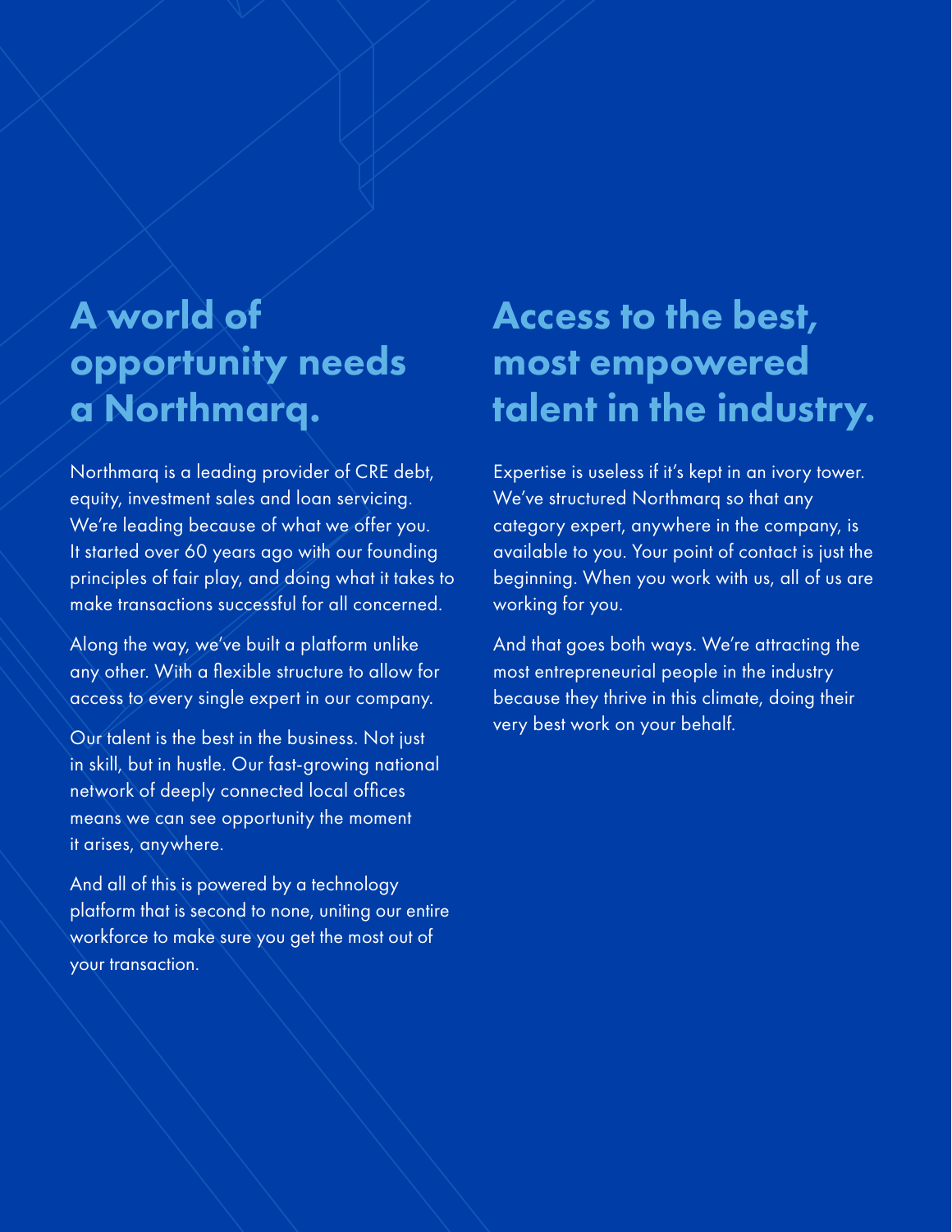## A world of opportunity needs a Northmarq.

Northmarq is a leading provider of CRE debt, equity, investment sales and loan servicing. We're leading because of what we offer you. It started over 60 years ago with our founding principles of fair play, and doing what it takes to make transactions successful for all concerned.

Along the way, we've built a platform unlike any other. With a flexible structure to allow for access to every single expert in our company.

Our talent is the best in the business. Not just in skill, but in hustle. Our fast-growing national network of deeply connected local offices means we can see opportunity the moment it arises, anywhere.

And all of this is powered by a technology platform that is second to none, uniting our entire workforce to make sure you get the most out of your transaction.

## Access to the best, most empowered talent in the industry.

Expertise is useless if it's kept in an ivory tower. We've structured Northmarq so that any category expert, anywhere in the company, is available to you. Your point of contact is just the beginning. When you work with us, all of us are working for you.

And that goes both ways. We're attracting the most entrepreneurial people in the industry because they thrive in this climate, doing their very best work on your behalf.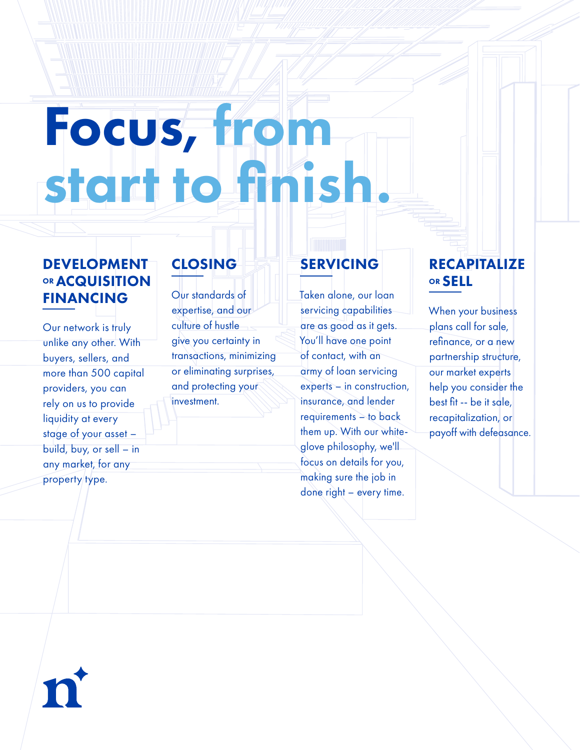# Focus, from start to finish.

## DEVELOPMENT OR ACQUISITION FINANCING

Our network is truly unlike any other. With buyers, sellers, and more than 500 capital providers, you can rely on us to provide liquidity at every stage of your asset – build, buy, or sell – in any market, for any property type.

## CLOSING

Our standards of expertise, and our culture of hustle give you certainty in transactions, minimizing or eliminating surprises, and protecting your investment.

## SERVICING

Taken alone, our loan servicing capabilities are as good as it gets. You'll have one point of contact, with an army of loan servicing experts – in construction, insurance, and lender requirements – to back them up. With our white-glove philosophy, we'll focus on details for you, making sure the job in done right – every time.

## RECAPITALIZE OR SELL

When your business plans call for sale, refinance, or a new partnership structure, our market experts help you consider the best fit -- be it sale, recapitalization, or payoff with defeasance.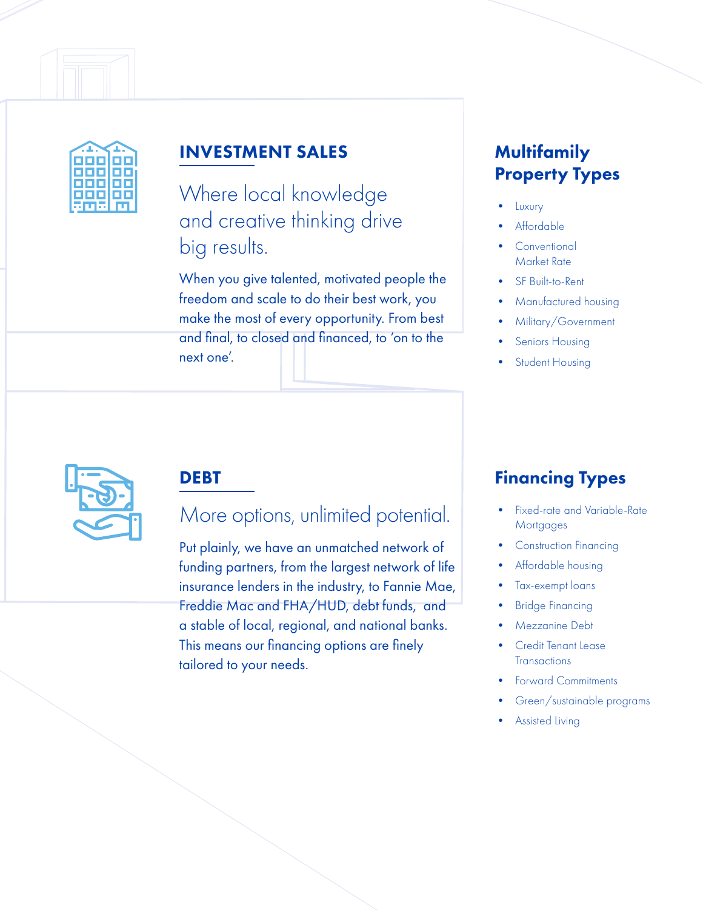## INVESTMENT SALES

Where local knowledge and creative thinking drive big results.

When you give talented, motivated people the freedom and scale to do their best work, you make the most of every opportunity. From best and final, to closed and financed, to 'on to the next one'.

### Multifamily Property Types

- Luxury
- Affordable
- Conventional Market Rate
- SF Built-to-Rent
- Manufactured housing
- Military/Government
- Seniors Housing
- Student Housing

## DEBT

More options, unlimited potential.

Put plainly, we have an unmatched network of funding partners, from the largest network of life insurance lenders in the industry, to Fannie Mae, Freddie Mac and FHA/HUD, debt funds, and a stable of local, regional, and national banks. This means our financing options are finely tailored to your needs.

### Financing Types

- Fixed-rate and Variable-Rate Mortgages
- Construction Financing
- Affordable housing
- Tax-exempt loans
- Bridge Financing
- Mezzanine Debt
- Credit Tenant Lease Transactions
- Forward Commitments
- Green/sustainable programs
- Assisted Living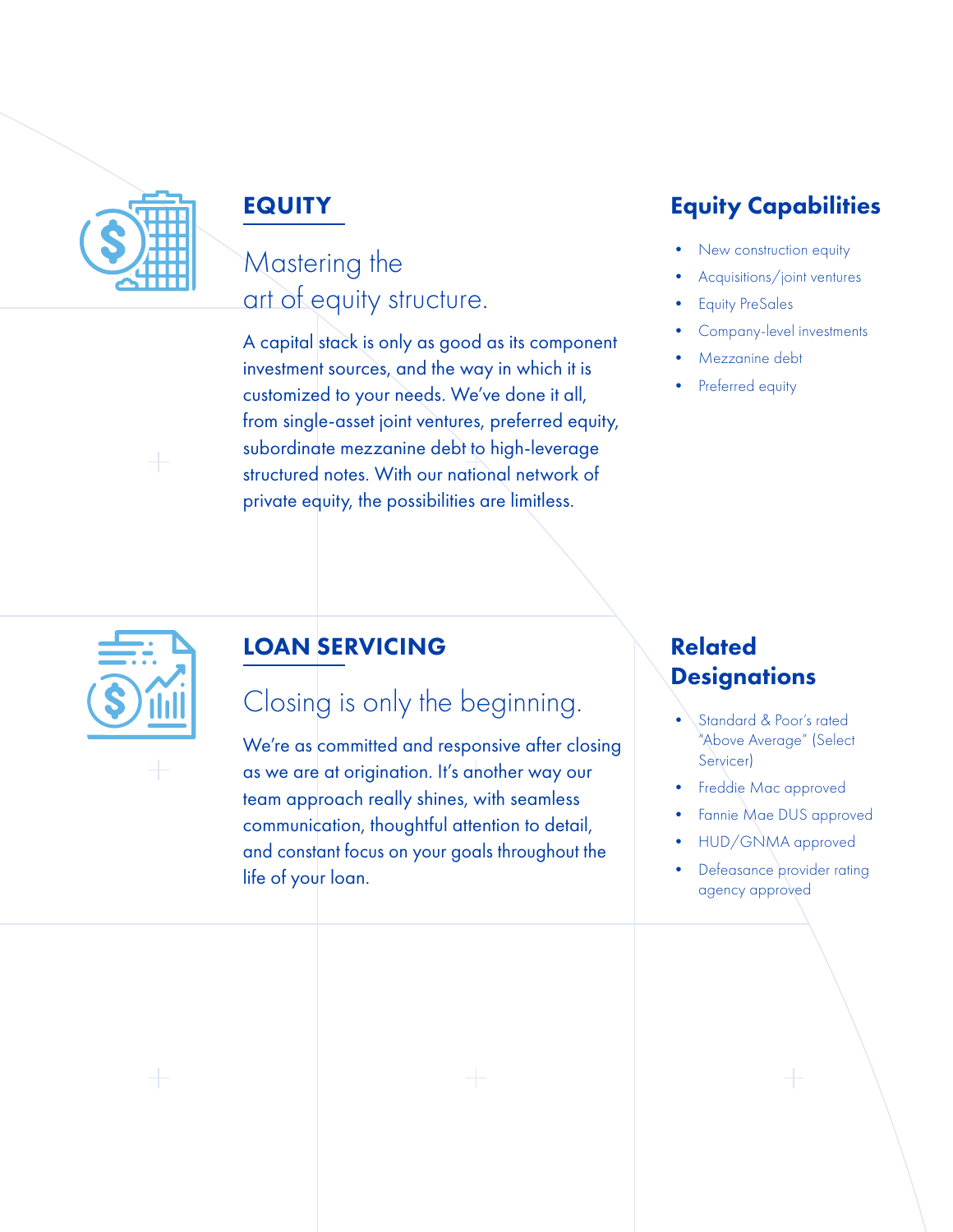## EQUITY

### Mastering the art of equity structure.

A capital stack is only as good as its component investment sources, and the way in which it is customized to your needs. We've done it all, from single-asset joint ventures, preferred equity, subordinate mezzanine debt to high-leverage structured notes. With our national network of private equity, the possibilities are limitless.

### Equity Capabilities

- New construction equity
- Acquisitions/joint ventures
- Equity PreSales
- Company-level investments
- Mezzanine debt
- Preferred equity

## LOAN SERVICING

### Closing is only the beginning.

We're as committed and responsive after closing as we are at origination. It's another way our team approach really shines, with seamless communication, thoughtful attention to detail, and constant focus on your goals throughout the life of your loan.

### Related Designations

- Standard & Poor's rated "Above Average" (Select Servicer)
- Freddie Mac approved
- Fannie Mae DUS approved
- HUD/GNMA approved
- Defeasance provider rating agency approved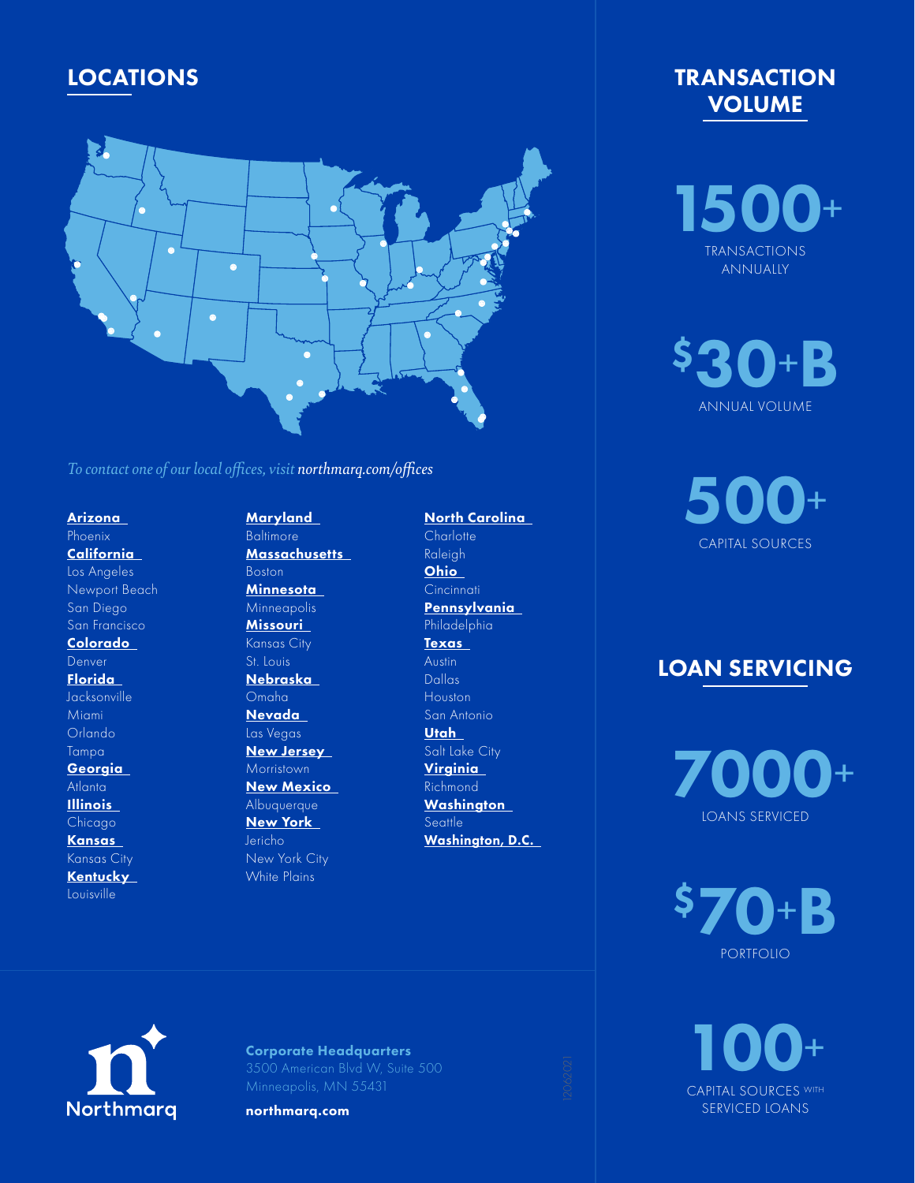## LOCATIONS

*To contact one of our local offices, visit northmarq.com/offices*

**Arizona**
Phoenix

**California**
Los Angeles
Newport Beach
San Diego
San Francisco

**Colorado**
Denver

**Florida**
Jacksonville
Miami
Orlando
Tampa

**Georgia**
Atlanta

**Illinois**
Chicago

**Kansas**
Kansas City

**Kentucky**
Louisville

**Maryland**
Baltimore

**Massachusetts**
Boston

**Minnesota**
Minneapolis

**Missouri**
Kansas City
St. Louis

**Nebraska**
Omaha

**Nevada**
Las Vegas

**New Jersey**
Morristown

**New Mexico**
Albuquerque

**New York**
Jericho
New York City
White Plains

**North Carolina**
Charlotte
Raleigh

**Ohio**
Cincinnati

**Pennsylvania**
Philadelphia

**Texas**
Austin
Dallas
Houston
San Antonio

**Utah**
Salt Lake City

**Virginia**
Richmond

**Washington**
Seattle

**Washington, D.C.**

## TRANSACTION VOLUME

**1500+**
TRANSACTIONS ANNUALLY

**$30+B**
ANNUAL VOLUME

**500+**
CAPITAL SOURCES

## LOAN SERVICING

**7000+**
LOANS SERVICED

**$70+B**
PORTFOLIO

**100+**
CAPITAL SOURCES WITH SERVICED LOANS

Northmarq

**Corporate Headquarters**
3500 American Blvd W, Suite 500
Minneapolis, MN 55431

**northmarq.com**

12062021